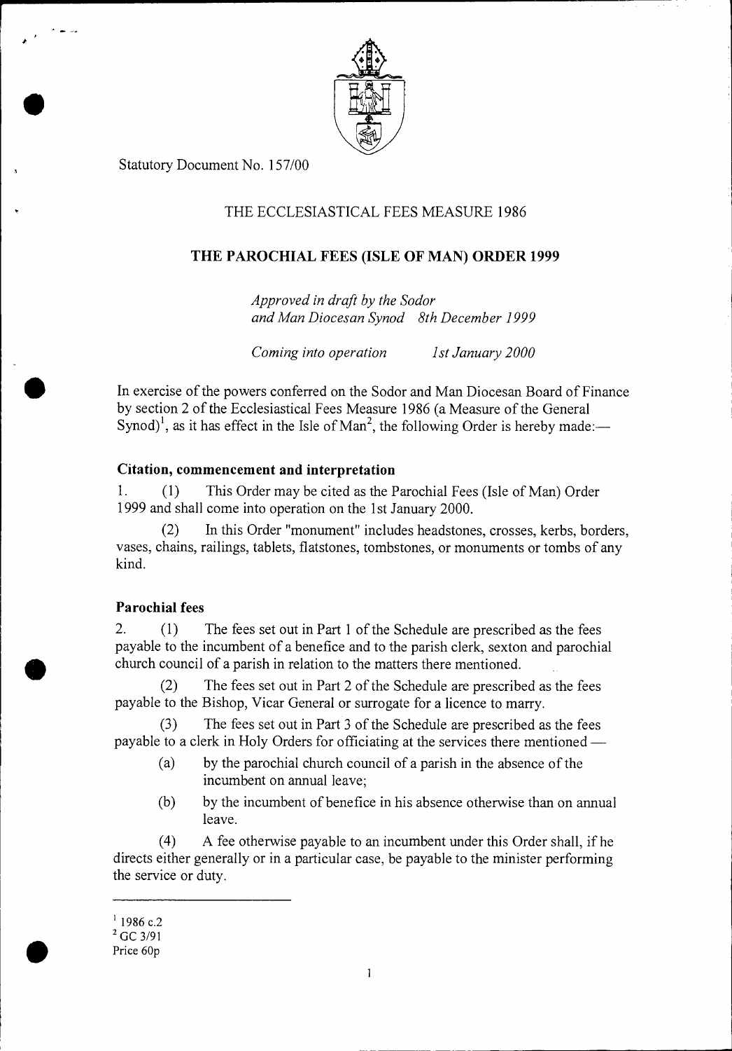Statutory Document No. 157/00

THE ECCLESIASTICAL FEES MEASURE 1986

# THE PAROCHIAL FEES (ISLE OF MAN) ORDER 1999

*Approved in draft by the Sodor and Man Diocesan Synod 8th December 1999*

*Coming into operation 1st January 2000*

In exercise of the powers conferred on the Sodor and Man Diocesan Board of Finance by section 2 of the Ecclesiastical Fees Measure 1986 (a Measure of the General Synod)[1], as it has effect in the Isle of Man[2], the following Order is hereby made:—

### Citation, commencement and interpretation

1. (1) This Order may be cited as the Parochial Fees (Isle of Man) Order 1999 and shall come into operation on the 1st January 2000.

(2) In this Order "monument" includes headstones, crosses, kerbs, borders, vases, chains, railings, tablets, flatstones, tombstones, or monuments or tombs of any kind.

### Parochial fees

2. (1) The fees set out in Part 1 of the Schedule are prescribed as the fees payable to the incumbent of a benefice and to the parish clerk, sexton and parochial church council of a parish in relation to the matters there mentioned.

(2) The fees set out in Part 2 of the Schedule are prescribed as the fees payable to the Bishop, Vicar General or surrogate for a licence to marry.

(3) The fees set out in Part 3 of the Schedule are prescribed as the fees payable to a clerk in Holy Orders for officiating at the services there mentioned —

(a) by the parochial church council of a parish in the absence of the incumbent on annual leave;

(b) by the incumbent of benefice in his absence otherwise than on annual leave.

(4) A fee otherwise payable to an incumbent under this Order shall, if he directs either generally or in a particular case, be payable to the minister performing the service or duty.

---

[1] 1986 c.2
[2] GC 3/91
Price 60p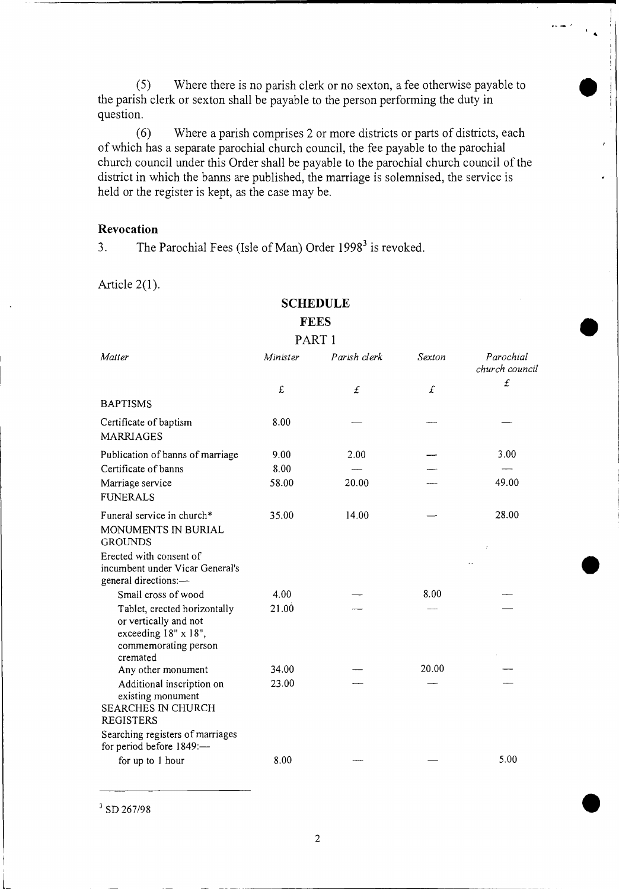(5) Where there is no parish clerk or no sexton, a fee otherwise payable to the parish clerk or sexton shall be payable to the person performing the duty in question.

(6) Where a parish comprises 2 or more districts or parts of districts, each of which has a separate parochial church council, the fee payable to the parochial church council under this Order shall be payable to the parochial church council of the district in which the banns are published, the marriage is solemnised, the service is held or the register is kept, as the case may be.

### Revocation

3. The Parochial Fees (Isle of Man) Order 1998[3] is revoked.

Article 2(1).

## SCHEDULE

## FEES

### PART 1

| *Matter* | *Minister* | *Parish clerk* | *Sexton* | *Parochial church council* |
|---|---|---|---|---|
| | £ | £ | £ | £ |
| BAPTISMS | | | | |
| Certificate of baptism | 8.00 | — | — | — |
| MARRIAGES | | | | |
| Publication of banns of marriage | 9.00 | 2.00 | — | 3.00 |
| Certificate of banns | 8.00 | — | — | — |
| Marriage service | 58.00 | 20.00 | — | 49.00 |
| FUNERALS | | | | |
| Funeral service in church* | 35.00 | 14.00 | — | 28.00 |
| MONUMENTS IN BURIAL GROUNDS | | | | |
| Erected with consent of incumbent under Vicar General's general directions:— | | | | |
| Small cross of wood | 4.00 | — | 8.00 | — |
| Tablet, erected horizontally or vertically and not exceeding 18" x 18", commemorating person cremated | 21.00 | — | — | — |
| Any other monument | 34.00 | — | 20.00 | — |
| Additional inscription on existing monument | 23.00 | — | — | — |
| SEARCHES IN CHURCH REGISTERS | | | | |
| Searching registers of marriages for period before 1849:— | | | | |
| for up to 1 hour | 8.00 | — | — | 5.00 |

[3] SD 267/98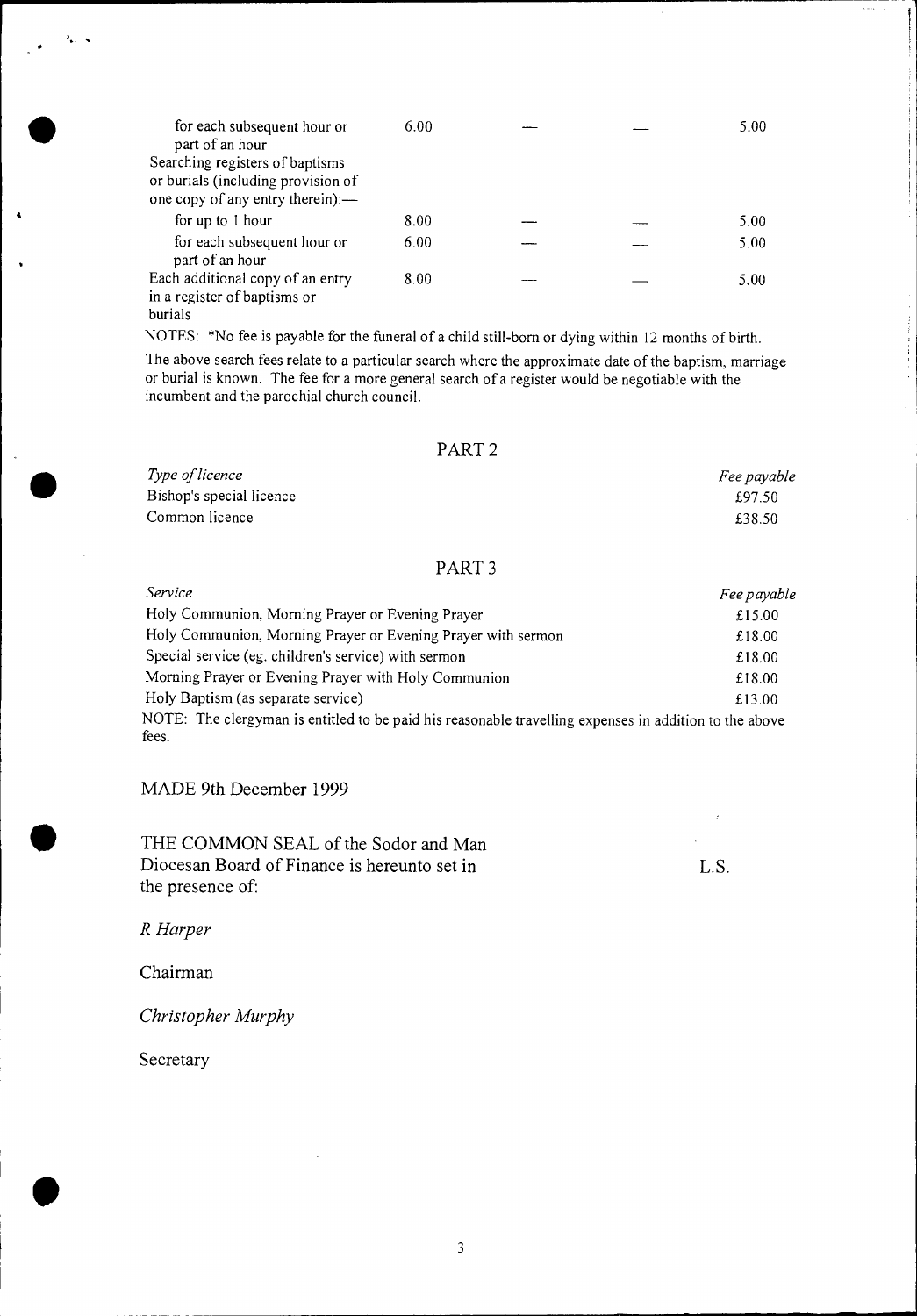| | | | | |
|---|---|---|---|---|
| for each subsequent hour or part of an hour | 6.00 | — | — | 5.00 |
| Searching registers of baptisms or burials (including provision of one copy of any entry therein):— | | | | |
| for up to 1 hour | 8.00 | — | — | 5.00 |
| for each subsequent hour or part of an hour | 6.00 | — | — | 5.00 |
| Each additional copy of an entry in a register of baptisms or burials | 8.00 | — | — | 5.00 |

NOTES: *No fee is payable for the funeral of a child still-born or dying within 12 months of birth.

The above search fees relate to a particular search where the approximate date of the baptism, marriage or burial is known. The fee for a more general search of a register would be negotiable with the incumbent and the parochial church council.

## PART 2

| *Type of licence* | *Fee payable* |
|---|---|
| Bishop's special licence | £97.50 |
| Common licence | £38.50 |

## PART 3

| *Service* | *Fee payable* |
|---|---|
| Holy Communion, Morning Prayer or Evening Prayer | £15.00 |
| Holy Communion, Morning Prayer or Evening Prayer with sermon | £18.00 |
| Special service (eg. children's service) with sermon | £18.00 |
| Morning Prayer or Evening Prayer with Holy Communion | £18.00 |
| Holy Baptism (as separate service) | £13.00 |

NOTE: The clergyman is entitled to be paid his reasonable travelling expenses in addition to the above fees.

MADE 9th December 1999

THE COMMON SEAL of the Sodor and Man Diocesan Board of Finance is hereunto set in the presence of: L.S.

*R Harper*

Chairman

*Christopher Murphy*

Secretary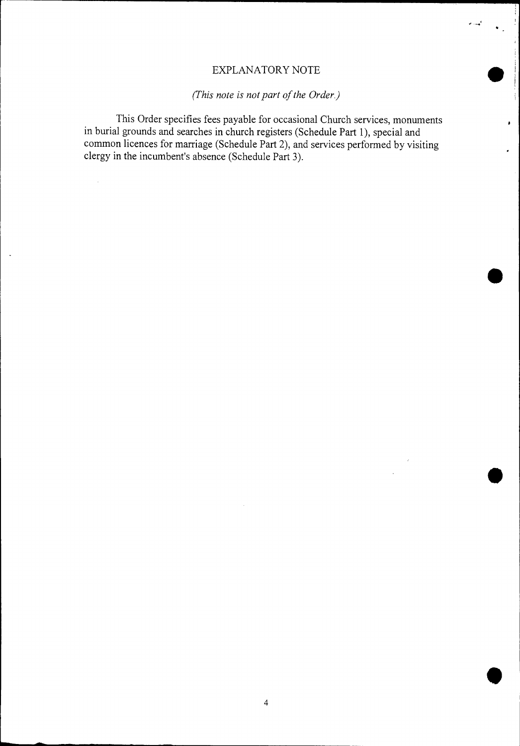## EXPLANATORY NOTE

*(This note is not part of the Order.)*

This Order specifies fees payable for occasional Church services, monuments in burial grounds and searches in church registers (Schedule Part 1), special and common licences for marriage (Schedule Part 2), and services performed by visiting clergy in the incumbent's absence (Schedule Part 3).